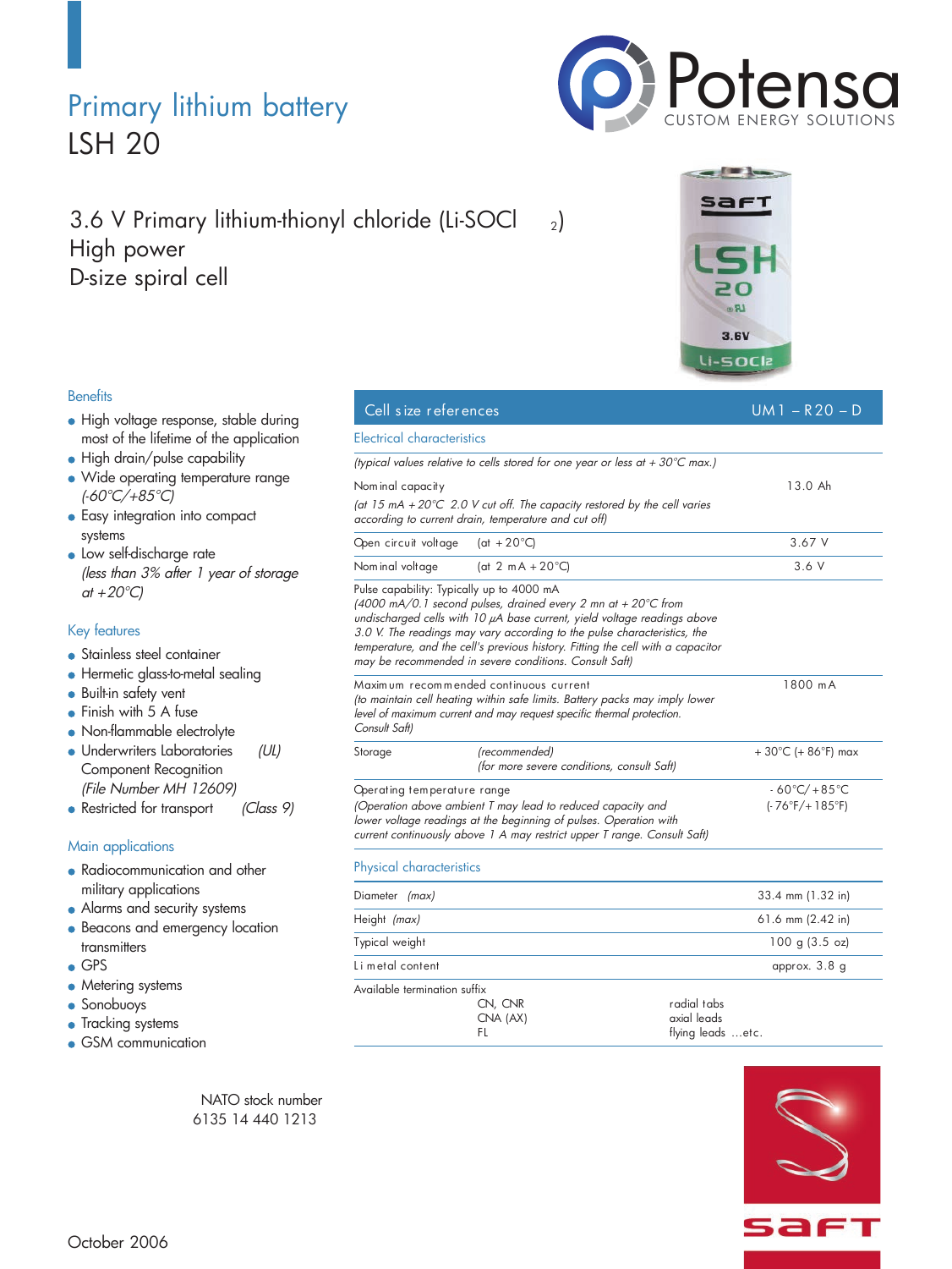# Primary lithium battery

# LSH 20

## 3.6 V Primary lithium-thionyl chloride (Li-$SOCl_2$)
## High power
## D-size spiral cell

### Benefits

- High voltage response, stable during most of the lifetime of the application
- High drain/pulse capability
- Wide operating temperature range *(-60°C/+85°C)*
- Easy integration into compact systems
- Low self-discharge rate *(less than 3% after 1 year of storage at +20°C)*

### Key features

- Stainless steel container
- Hermetic glass-to-metal sealing
- Built-in safety vent
- Finish with 5 A fuse
- Non-flammable electrolyte
- Underwriters Laboratories *(UL)* Component Recognition *(File Number MH 12609)*
- Restricted for transport *(Class 9)*

### Main applications

- Radiocommunication and other military applications
- Alarms and security systems
- Beacons and emergency location transmitters
- GPS
- Metering systems
- Sonobuoys
- Tracking systems
- GSM communication

NATO stock number
6135 14 440 1213

| Cell size references | UM1 – R20 – D |
|---|---|
| **Electrical characteristics** | |
| *(typical values relative to cells stored for one year or less at + 30°C max.)* | |
| Nominal capacity<br>*(at 15 mA +20°C 2.0 V cut off. The capacity restored by the cell varies according to current drain, temperature and cut off)* | 13.0 Ah |
| Open circuit voltage (at +20°C) | 3.67 V |
| Nominal voltage (at 2 mA +20°C) | 3.6 V |
| Pulse capability: Typically up to 4000 mA<br>*(4000 mA/0.1 second pulses, drained every 2 mn at + 20°C from undischarged cells with 10 µA base current, yield voltage readings above 3.0 V. The readings may vary according to the pulse characteristics, the temperature, and the cell's previous history. Fitting the cell with a capacitor may be recommended in severe conditions. Consult Saft)* | |
| Maximum recommended continuous current<br>*(to maintain cell heating within safe limits. Battery packs may imply lower level of maximum current and may request specific thermal protection. Consult Saft)* | 1800 mA |
| Storage *(recommended)*<br>*(for more severe conditions, consult Saft)* | + 30°C (+ 86°F) max |
| Operating temperature range<br>*(Operation above ambient T may lead to reduced capacity and lower voltage readings at the beginning of pulses. Operation with current continuously above 1 A may restrict upper T range. Consult Saft)* | - 60°C/+85°C<br>(-76°F/+185°F) |
| **Physical characteristics** | |
| Diameter *(max)* | 33.4 mm (1.32 in) |
| Height *(max)* | 61.6 mm (2.42 in) |
| Typical weight | 100 g (3.5 oz) |
| Li metal content | approx. 3.8 g |
| Available termination suffix<br>CN, CNR — radial tabs<br>CNA (AX) — axial leads<br>FL — flying leads ...etc. | |

October 2006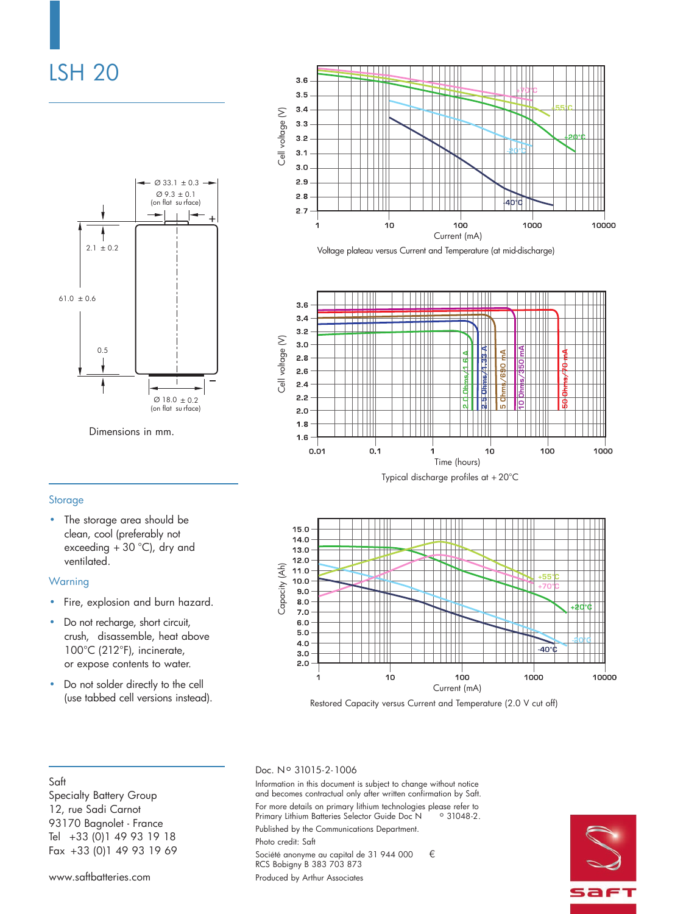# LSH 20

Ø 33.1 ± 0.3

Ø 9.3 ± 0.1
(on flat surface)

+

2.1 ± 0.2

61.0 ± 0.6

0.5

−

Ø 18.0 ± 0.2
(on flat surface)

Dimensions in mm.

3.6
3.5
3.4
3.3
3.2
3.1
3.0
2.9
2.8
2.7

Cell voltage (V)

+70°C
+55°C
+20°C
-20°C
-40°C

1
10
100
1000
10000

Current (mA)

Voltage plateau versus Current and Temperature (at mid-discharge)

3.6
3.4
3.2
3.0
2.8
2.6
2.4
2.2
2.0
1.8
1.6

Cell voltage (V)

2.0 Ohms/1.6 A
2.5 Ohms/1.33 A
5 Ohms/680 mA
10 Ohms/350 mA
50 Ohms/70 mA

0.01
0.1
1
10
100
1000

Time (hours)

Typical discharge profiles at + 20°C

15.0
14.0
13.0
12.0
11.0
10.0
9.0
8.0
7.0
6.0
5.0
4.0
3.0
2.0

Capacity (Ah)

+55°C
+70°C
+20°C
-20°C
-40°C

1
10
100
1000
10000

Current (mA)

Restored Capacity versus Current and Temperature (2.0 V cut off)

## Storage

- The storage area should be clean, cool (preferably not exceeding + 30 °C), dry and ventilated.

## Warning

- Fire, explosion and burn hazard.
- Do not recharge, short circuit, crush, disassemble, heat above 100°C (212°F), incinerate, or expose contents to water.
- Do not solder directly to the cell (use tabbed cell versions instead).

Saft
Specialty Battery Group
12, rue Sadi Carnot
93170 Bagnolet - France
Tel +33 (0)1 49 93 19 18
Fax +33 (0)1 49 93 19 69

www.saftbatteries.com

Doc. N° 31015-2-1006

Information in this document is subject to change without notice and becomes contractual only after written confirmation by Saft.

For more details on primary lithium technologies please refer to Primary Lithium Batteries Selector Guide Doc N° 31048-2.

Published by the Communications Department.

Photo credit: Saft

Société anonyme au capital de 31 944 000 €
RCS Bobigny B 383 703 873

Produced by Arthur Associates

saft